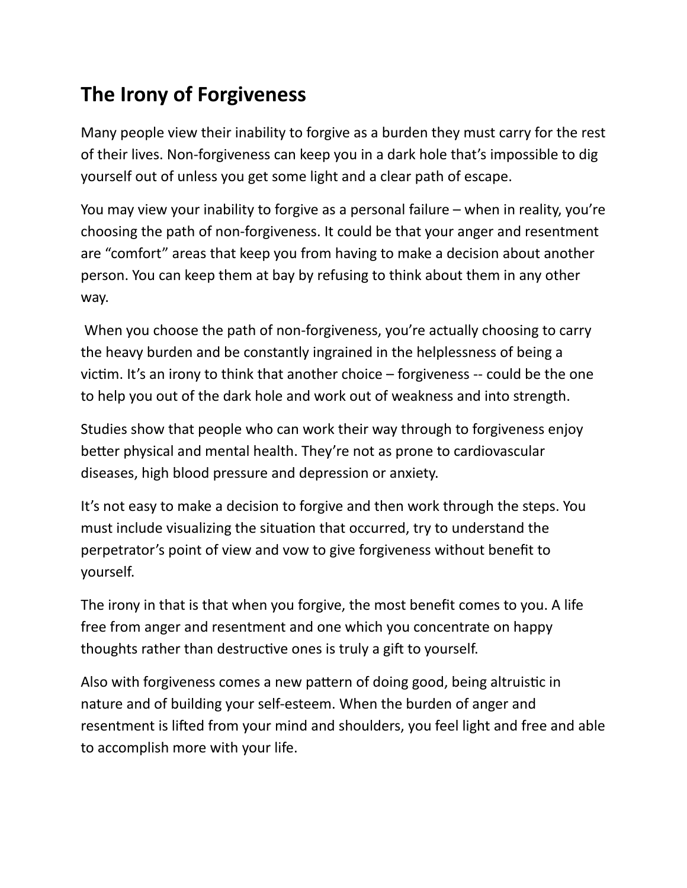## The Irony of Forgiveness

Many people view their inability to forgive as a burden they must carry for the rest of their lives. Non-forgiveness can keep you in a dark hole that's impossible to dig yourself out of unless you get some light and a clear path of escape.

You may view your inability to forgive as a personal failure – when in reality, you're choosing the path of non-forgiveness. It could be that your anger and resentment are "comfort" areas that keep you from having to make a decision about another person. You can keep them at bay by refusing to think about them in any other way.

When you choose the path of non-forgiveness, you're actually choosing to carry the heavy burden and be constantly ingrained in the helplessness of being a victim. It's an irony to think that another choice – forgiveness -- could be the one to help you out of the dark hole and work out of weakness and into strength.

Studies show that people who can work their way through to forgiveness enjoy better physical and mental health. They're not as prone to cardiovascular diseases, high blood pressure and depression or anxiety.

It's not easy to make a decision to forgive and then work through the steps. You must include visualizing the situation that occurred, try to understand the perpetrator's point of view and vow to give forgiveness without benefit to yourself.

The irony in that is that when you forgive, the most benefit comes to you. A life free from anger and resentment and one which you concentrate on happy thoughts rather than destructive ones is truly a gift to yourself.

Also with forgiveness comes a new pattern of doing good, being altruistic in nature and of building your self-esteem. When the burden of anger and resentment is lifted from your mind and shoulders, you feel light and free and able to accomplish more with your life.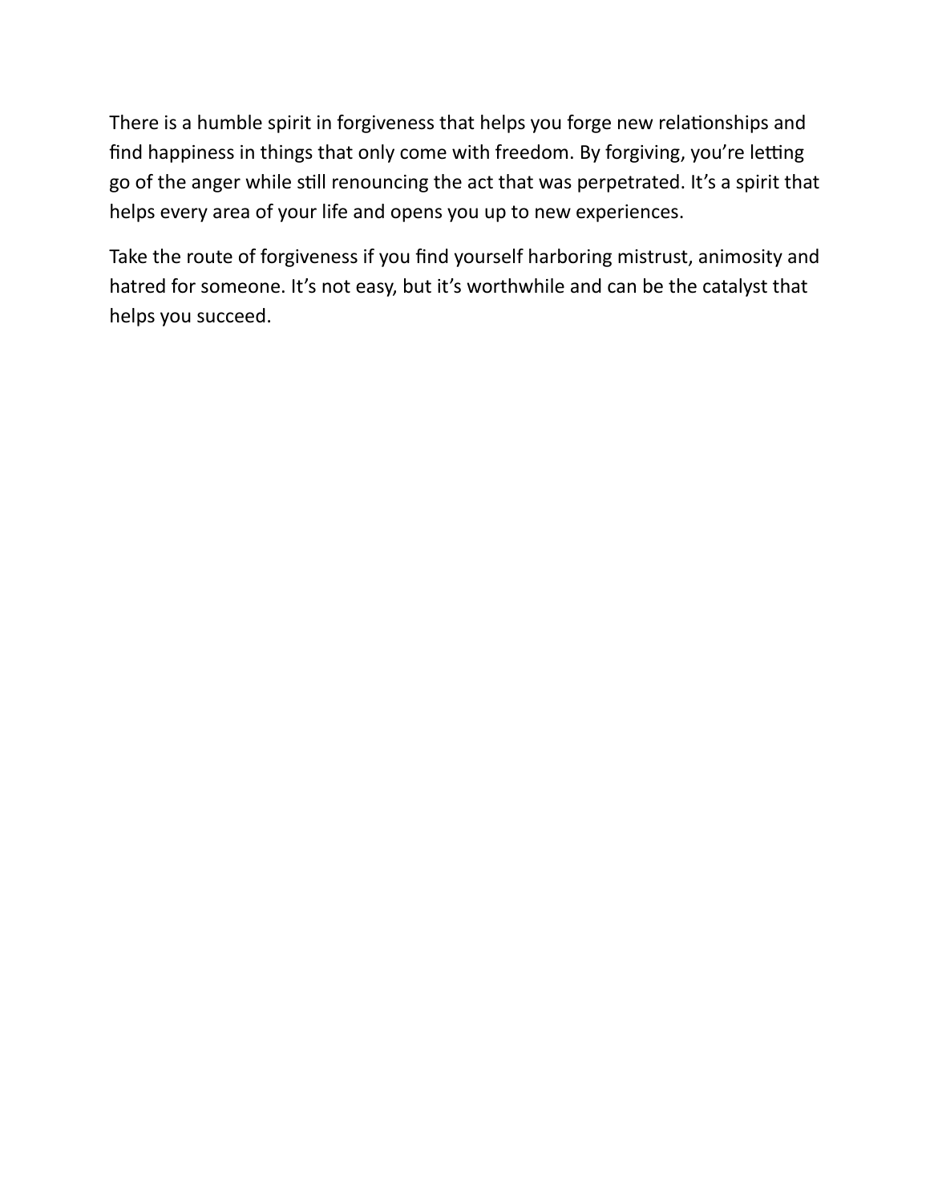There is a humble spirit in forgiveness that helps you forge new relationships and find happiness in things that only come with freedom. By forgiving, you're letting go of the anger while still renouncing the act that was perpetrated. It's a spirit that helps every area of your life and opens you up to new experiences.

Take the route of forgiveness if you find yourself harboring mistrust, animosity and hatred for someone. It's not easy, but it's worthwhile and can be the catalyst that helps you succeed.